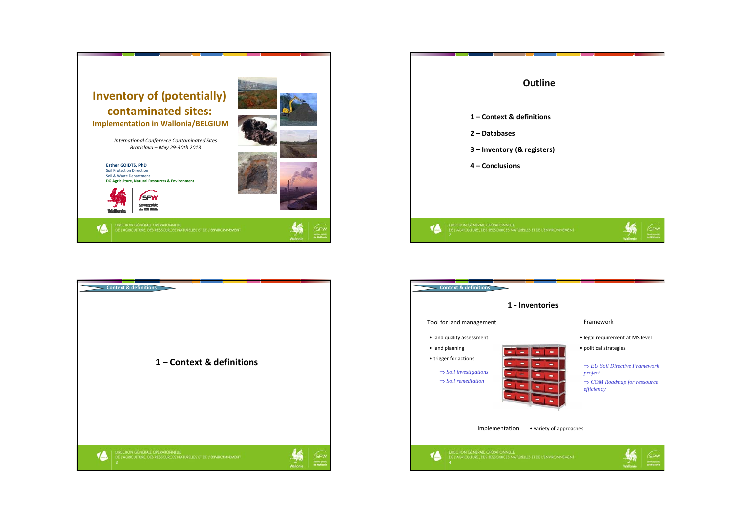# Inventory of (potentially) contaminated sites:

## Implementation in Wallonia/BELGIUM

*International Conference Contaminated Sites*
*Bratislava – May 29-30th 2013*

**Esther GOIDTS, PhD**
Soil Protection Direction
Soil & Waste Department
**DG Agriculture, Natural Resources & Environment**

---

## Outline

**1 – Context & definitions**

**2 – Databases**

**3 – Inventory (& registers)**

**4 – Conclusions**

---

Context & definitions

## 1 – Context & definitions

---

Context & definitions

## 1 - Inventories

Tool for land management

- land quality assessment
- land planning
- trigger for actions

*⇒ Soil investigations*
*⇒ Soil remediation*

Framework

- legal requirement at MS level
- political strategies

*⇒ EU Soil Directive Framework project*
*⇒ COM Roadmap for ressource efficiency*

Implementation • variety of approaches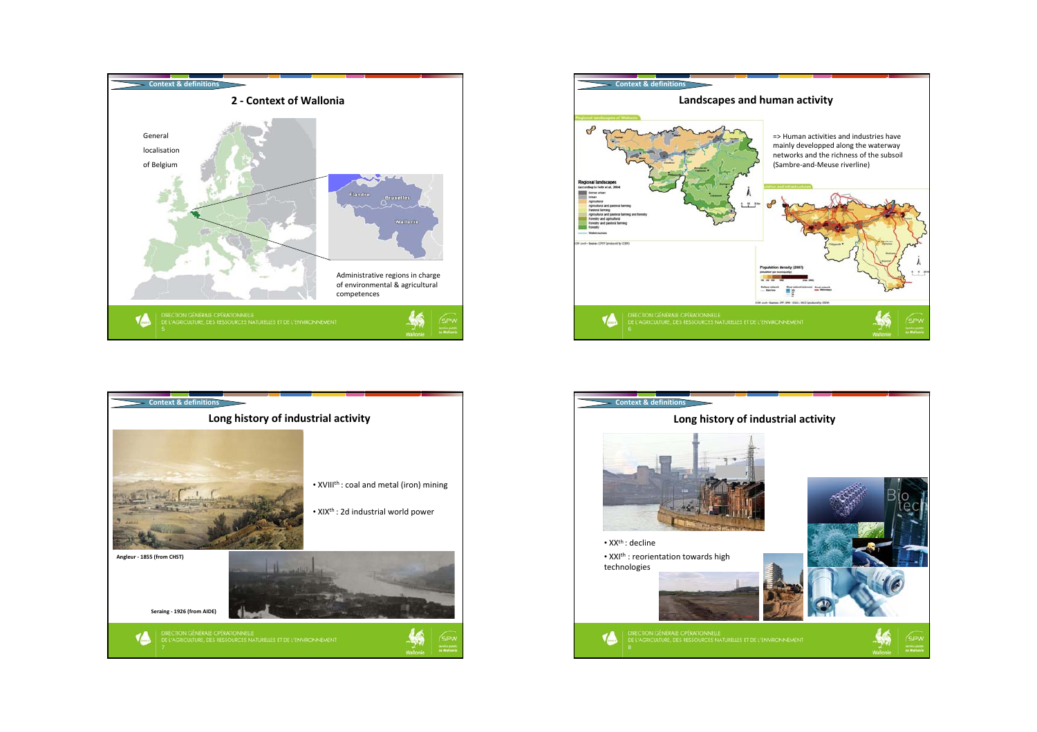## 2 - Context of Wallonia

General localisation of Belgium

Administrative regions in charge of environmental & agricultural competences

## Landscapes and human activity

=> Human activities have mainly developped along the waterway networks and the richness of the subsoil (Sambre-and-Meuse riverline)

## Long history of industrial activity

- XVIII[th] : coal and metal (iron) mining
- XIX[th] : 2d industrial world power

Angleur - 1855 (from CHST)

Seraing - 1926 (from AIDE)

## Long history of industrial activity

- XX[th] : decline
- XXI[th] : reorientation towards high technologies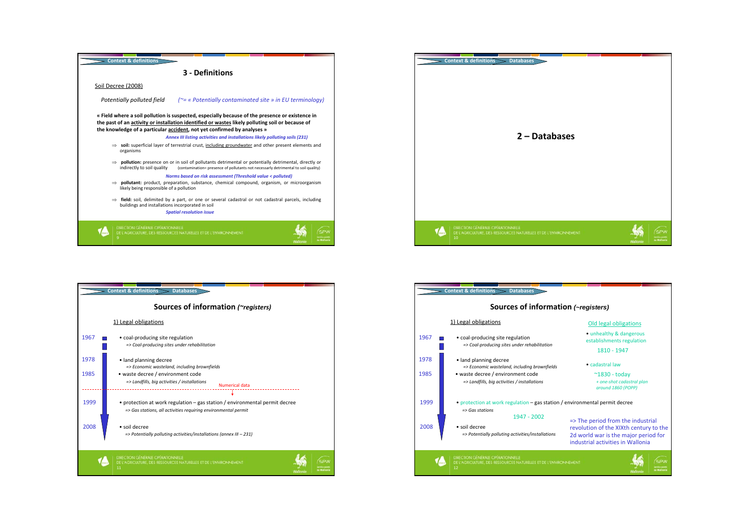Context & definitions

# 3 - Definitions

Soil Decree (2008)

*Potentially polluted field* *(~= « Potentially contaminated site » in EU terminology)*

**« Field where a soil pollution is suspected, especially because of the presence or existence in the past of an activity or installation identified or wastes likely polluting soil or because of the knowledge of a particular accident, not yet confirmed by analyses »**

***Annex III listing activities and installations likely polluting soils (231)***

⇒ **soil:** superficial layer of terrestrial crust, including groundwater and other present elements and organisms

⇒ **pollution:** presence on or in soil of pollutants detrimental or potentially detrimental, directly or indirectly to soil quality (contamination= presence of pollutants not necessarily detrimental to soil quality)

***Norms based on risk assessment (Threshold value < polluted)***

⇒ **pollutant:** product, preparation, substance, chemical compound, organism, or microorganism likely being responsible of a pollution

⇒ **field:** soil, delimited by a part, or one or several cadastral or not cadastral parcels, including buildings and installations incorporated in soil

***Spatial resolution issue***

---

Context & definitions > Databases

# 2 – Databases

---

Context & definitions > Databases

## Sources of information *(~registers)*

1) Legal obligations

- 1967 • coal-producing site regulation
  *=> Coal-producing sites under rehabilitation*
- 1978 • land planning decree
  *=> Economic wasteland, including brownfields*
- 1985 • waste decree / environment code
  *=> Landfills, big activities / installations*

Numerical data

- 1999 • protection at work regulation – gas station / environmental permit decree
  *=> Gas stations, all activities requiring environmental permit*
- 2008 • soil decree
  *=> Potentially polluting activities/installations (annex III – 231)*

---

Context & definitions > Databases

## Sources of information *(~registers)*

1) Legal obligations

- 1967 • coal-producing site regulation
  *=> Coal-producing sites under rehabilitation*
- 1978 • land planning decree
  *=> Economic wasteland, including brownfields*
- 1985 • waste decree / environment code
  *=> Landfills, big activities / installations*
- 1999 • protection at work regulation – gas station / environmental permit decree
  *=> Gas stations*
  1947 - 2002
- 2008 • soil decree
  *=> Potentially polluting activities/installations*

Old legal obligations

- unhealthy & dangerous establishments regulation
  1810 - 1947
- cadastral law
  ~1830 - today
  *+ one-shot cadastral plan around 1860 (POPP)*

=> The period from the industrial revolution of the XIXth century to the 2d world war is the major period for industrial activities in Wallonia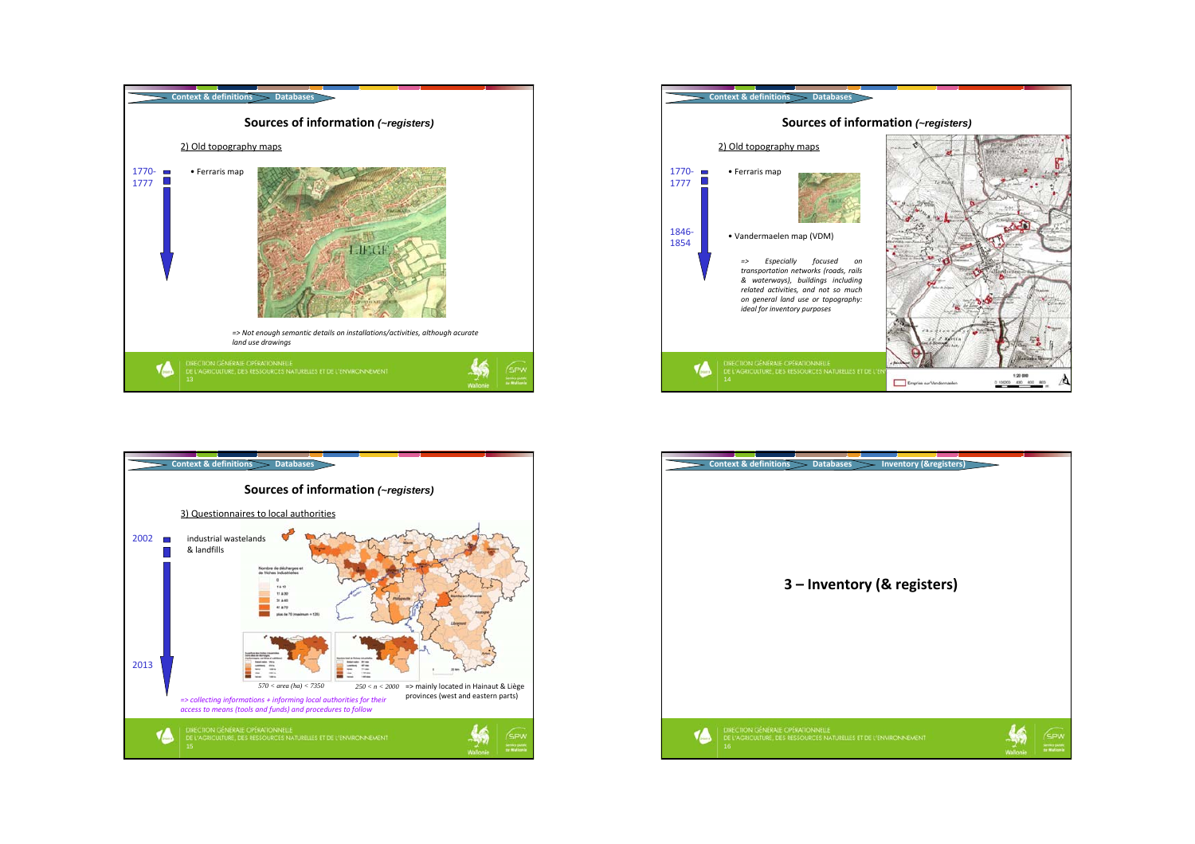## Sources of information *(~registers)*

2) Old topography maps

1770-1777

- Ferraris map

*=> Not enough semantic details on installations/activities, although acurate land use drawings*

## Sources of information *(~registers)*

2) Old topography maps

1770-1777

- Ferraris map

1846-1854

- Vandermaelen map (VDM)

*=> Especially focused on transportation networks (roads, rails & waterways), buildings including related activities, and not so much on general land use or topography: ideal for inventory purposes*

## Sources of information *(~registers)*

3) Questionnaires to local authorities

2002

industrial wastelands & landfills

2013

570 < area (ha) < 7350

250 < n < 2000

=> mainly located in Hainaut & Liège provinces (west and eastern parts)

*=> collecting informations + informing local authorities for their access to means (tools and funds) and procedures to follow*

# 3 – Inventory (& registers)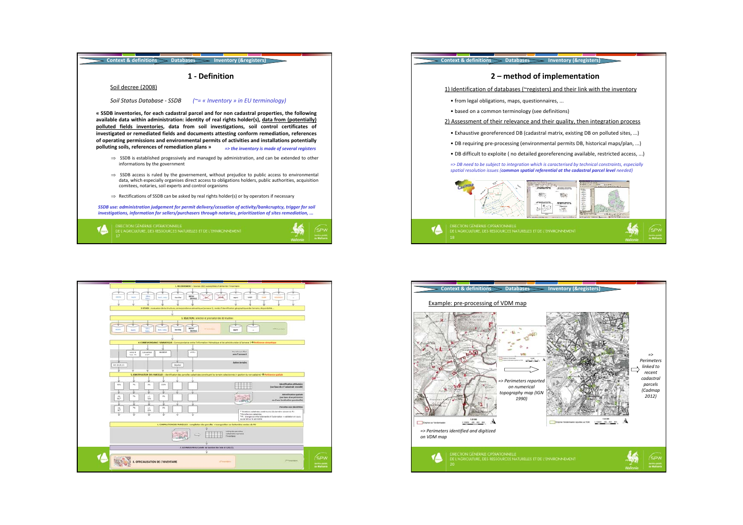## 1 - Definition

Soil decree (2008)

*Soil Status Database - SSDB* *(~= « Inventory » in EU terminology)*

**« SSDB inventories, for each cadastral parcel and for non cadastral properties, the following available data within administration: identity of real rights holder(s), data from (potentially) polluted fields inventories, data from soil investigations, soil control certificates of investigated or remediated fields and documents attesting conform remediation, references of operating permissions and environmental permits of activities and installations potentially polluting soils, references of remediation plans »** *=> the inventory is made of several registers*

⇒ SSDB is established progessively and managed by administration, and can be extended to other informations by the government

⇒ SSDB access is ruled by the governement, without prejudice to public access to environmental data, which especially organises direct access to obligations holders, public authorities, acquisition comitees, notaries, soil experts and control organisms

⇒ Rectifications of SSDB can be asked by real rights holder(s) or by operators if necessary

*SSDB use: administration judgement for permit delivery/cessation of activity/bankcruptcy, trigger for soil investigations, information for sellers/purchasers through notaries, prioritization of sites remediation, ...*

## 2 – method of implementation

1) Identification of databases (~registers) and their link with the inventory

- from legal obligations, maps, questionnaires, ...
- based on a common terminology (see definitions)

2) Assessment of their relevance and their quality, then integration process

- Exhaustive georeferenced DB (cadastral matrix, existing DB on polluted sites, ...)
- DB requiring pre-processing (environmental permits DB, historical maps/plan, ...)
- DB difficult to exploite ( no detailed georeferencing available, restricted access, ...)

*=> DB need to be subject to integration which is caracterised by technical constraints, especially spatial resolution issues (**common spatial referential at the cadastral parcel level** needed)*

Example: pre-processing of VDM map

*=> Perimeters identified and digitized on VDM map*

*=> Perimeters reported on numerical topography map (IGN 1990)*

*=> Perimeters linked to recent cadastral parcels (Cadmap 2012)*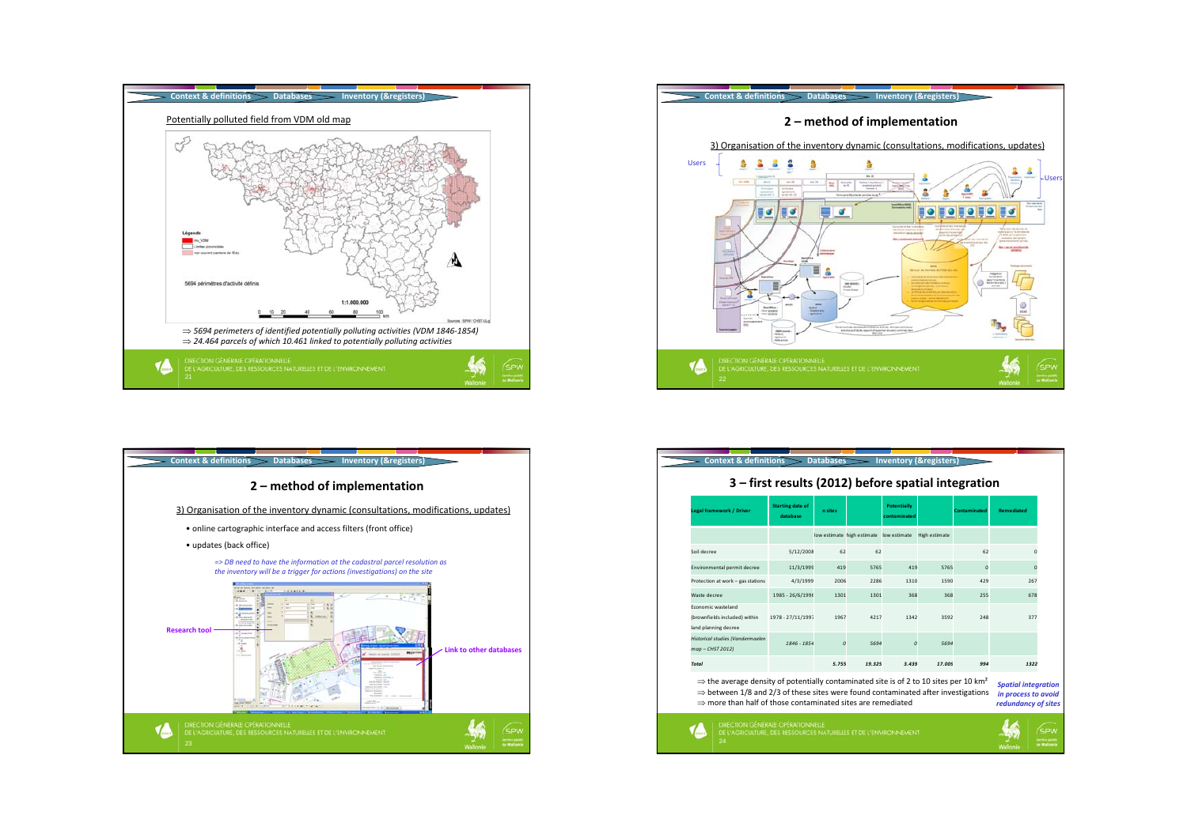Context & definitions — Databases — Inventory (&registers)

Potentially polluted field from VDM old map

Légende: ⇒ 5694 périmètres d'activité définis

1:1.000.000

Sources: SPW- CHST-ULg

⇒ *5694 perimeters of identified potentially polluting activities (VDM 1846-1854)*

⇒ *24.464 parcels of which 10.461 linked to potentially polluting activities*

DIRECTION GÉNÉRALE OPÉRATIONNELLE DE L'AGRICULTURE, DES RESSOURCES NATURELLES ET DE L'ENVIRONNEMENT

Context & definitions — Databases — Inventory (&registers)

## 2 – method of implementation

3) Organisation of the inventory dynamic (consultations, modifications, updates)

Users

Users

DIRECTION GÉNÉRALE OPÉRATIONNELLE DE L'AGRICULTURE, DES RESSOURCES NATURELLES ET DE L'ENVIRONNEMENT

Context & definitions — Databases — Inventory (&registers)

## 2 – method of implementation

3) Organisation of the inventory dynamic (consultations, modifications, updates)

- online cartographic interface and access filters (front office)
- updates (back office)

*=> DB need to have the information at the cadastral parcel resolution as the inventory will be a trigger for actions (investigations) on the site*

Research tool

Link to other databases

DIRECTION GÉNÉRALE OPÉRATIONNELLE DE L'AGRICULTURE, DES RESSOURCES NATURELLES ET DE L'ENVIRONNEMENT

Context & definitions — Databases — Inventory (&registers)

## 3 – first results (2012) before spatial integration

| Legal framework / Driver | Starting date of database | n sites | | Potentially contaminated | | Contaminated | Remediated |
|---|---|---|---|---|---|---|---|
| | | low estimate | high estimate | low estimate | High estimate | | |
| Soil decree | 5/12/2008 | 62 | 62 | | | 62 | 0 |
| Environmental permit decree | 11/3/1999 | 419 | 5765 | 419 | 5765 | 0 | 0 |
| Protection at work – gas stations | 4/3/1999 | 2006 | 2286 | 1310 | 1590 | 429 | 267 |
| Waste decree | 1985 - 26/6/1996 | 1301 | 1301 | 368 | 368 | 255 | 678 |
| Economic wasteland (brownfields included) within land planning decree | 1978 - 27/11/1997 | 1967 | 4217 | 1342 | 3592 | 248 | 377 |
| *Historical studies (Vandermaelen map – CHST 2012)* | *1846 - 1854* | *0* | *5694* | *0* | *5694* | | |
| ***Total*** | | ***5.755*** | ***19.325*** | ***3.439*** | ***17.009*** | ***994*** | ***1322*** |

⇒ the average density of potentially contaminated site is of 2 to 10 sites per 10 km²

⇒ between 1/8 and 2/3 of these sites were found contaminated after investigations

⇒ more than half of those contaminated sites are remediated

***Spatial integration in process to avoid redundancy of sites***

DIRECTION GÉNÉRALE OPÉRATIONNELLE DE L'AGRICULTURE, DES RESSOURCES NATURELLES ET DE L'ENVIRONNEMENT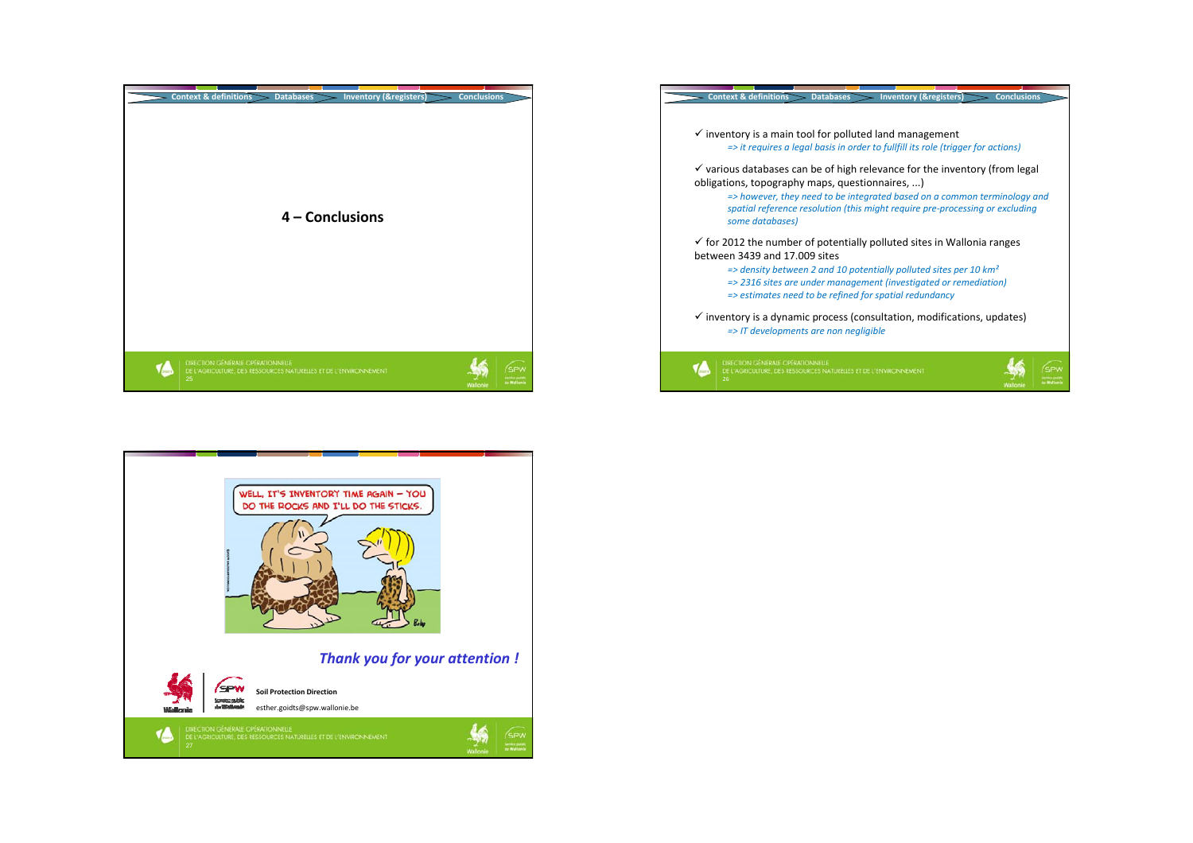## 4 – Conclusions

- ✓ inventory is a main tool for polluted land management
  - *=> it requires a legal basis in order to fullfill its role (trigger for actions)*
- ✓ various databases can be of high relevance for the inventory (from legal obligations, topography maps, questionnaires, ...)
  - *=> however, they need to be integrated based on a common terminology and spatial reference resolution (this might require pre-processing or excluding some databases)*
- ✓ for 2012 the number of potentially polluted sites in Wallonia ranges between 3439 and 17.009 sites
  - *=> density between 2 and 10 potentially polluted sites per 10 km²*
  - *=> 2316 sites are under management (investigated or remediation)*
  - *=> estimates need to be refined for spatial redundancy*
- ✓ inventory is a dynamic process (consultation, modifications, updates)
  - *=> IT developments are non negligible*

*Thank you for your attention !*

**Soil Protection Direction**

esther.goidts@spw.wallonie.be